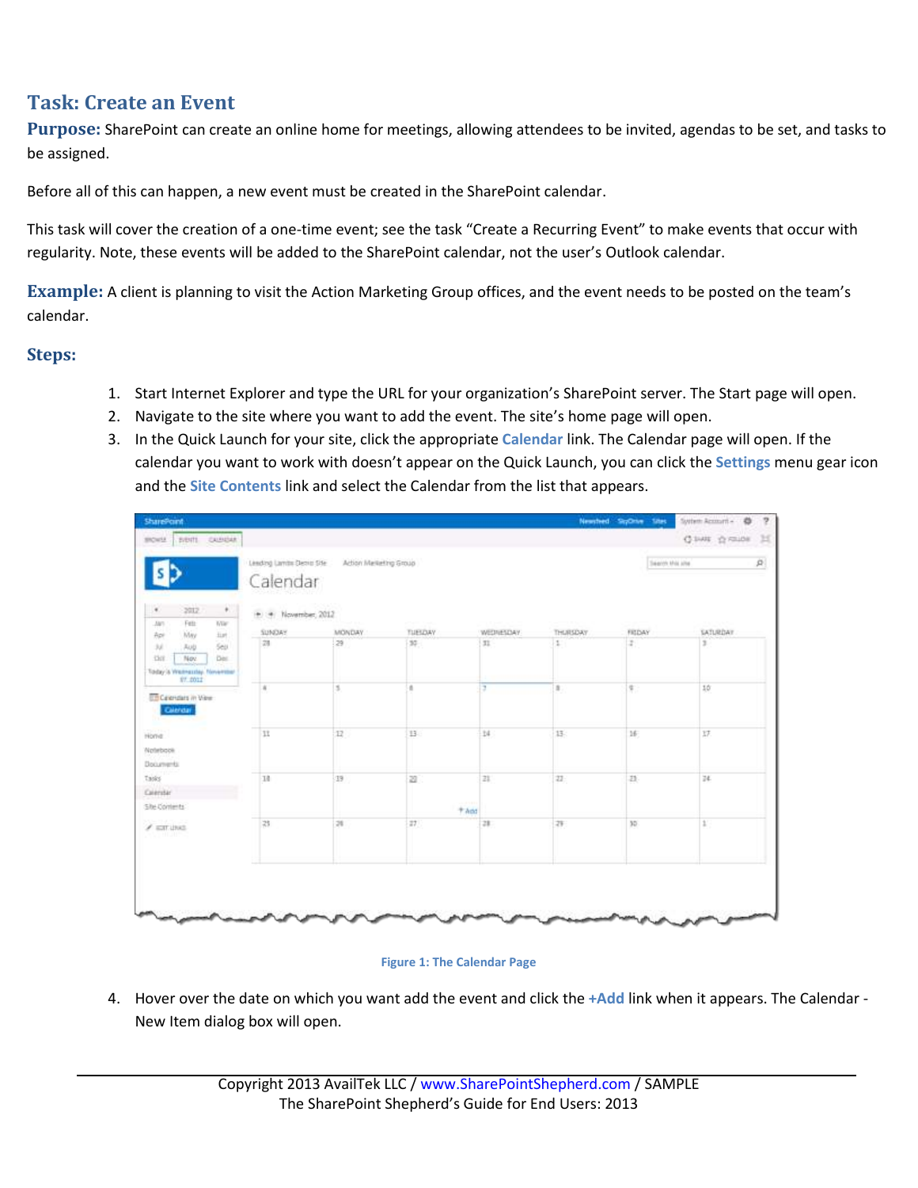## Task: Create an Event

**Purpose:** SharePoint can create an online home for meetings, allowing attendees to be invited, agendas to be set, and tasks to be assigned.

Before all of this can happen, a new event must be created in the SharePoint calendar.

This task will cover the creation of a one-time event; see the task "Create a Recurring Event" to make events that occur with regularity. Note, these events will be added to the SharePoint calendar, not the user's Outlook calendar.

**Example:** A client is planning to visit the Action Marketing Group offices, and the event needs to be posted on the team's calendar.

### Steps:

1. Start Internet Explorer and type the URL for your organization's SharePoint server. The Start page will open.
2. Navigate to the site where you want to add the event. The site's home page will open.
3. In the Quick Launch for your site, click the appropriate **Calendar** link. The Calendar page will open. If the calendar you want to work with doesn't appear on the Quick Launch, you can click the **Settings** menu gear icon and the **Site Contents** link and select the Calendar from the list that appears.

**Figure 1: The Calendar Page**

4. Hover over the date on which you want add the event and click the **+Add** link when it appears. The Calendar - New Item dialog box will open.

Copyright 2013 AvailTek LLC / www.SharePointShepherd.com / SAMPLE
The SharePoint Shepherd's Guide for End Users: 2013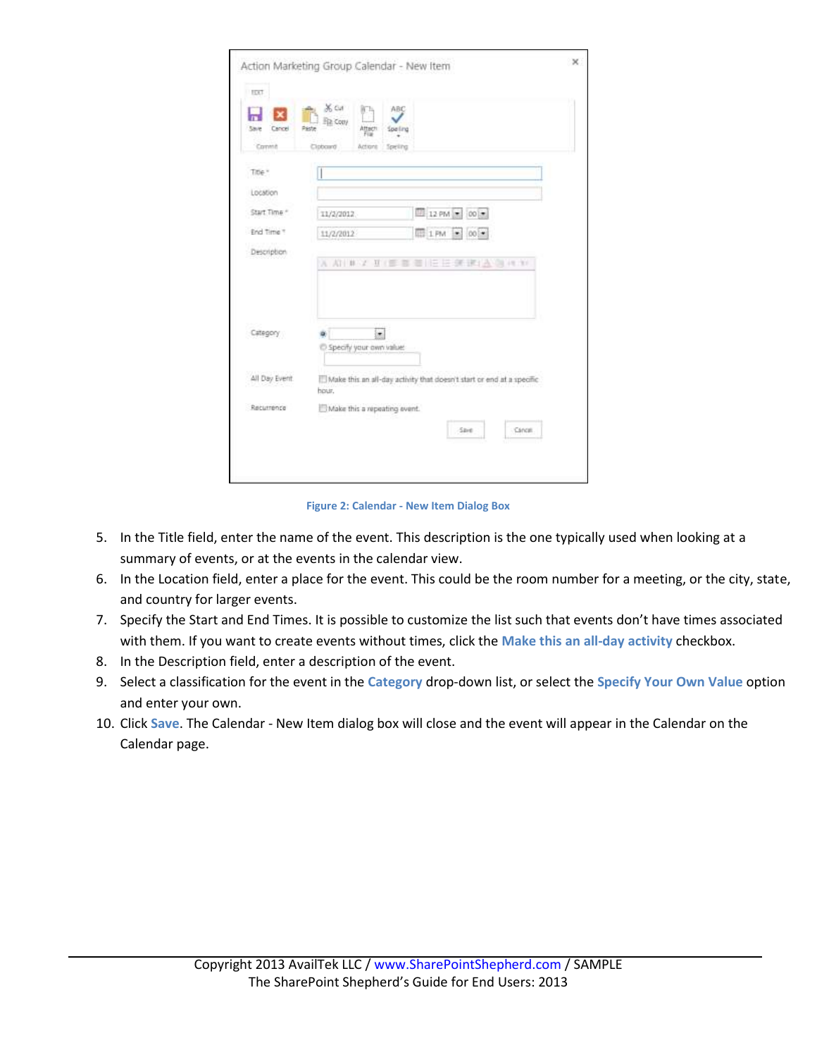Figure 2: Calendar - New Item Dialog Box

5. In the Title field, enter the name of the event. This description is the one typically used when looking at a summary of events, or at the events in the calendar view.
6. In the Location field, enter a place for the event. This could be the room number for a meeting, or the city, state, and country for larger events.
7. Specify the Start and End Times. It is possible to customize the list such that events don't have times associated with them. If you want to create events without times, click the **Make this an all-day activity** checkbox.
8. In the Description field, enter a description of the event.
9. Select a classification for the event in the **Category** drop-down list, or select the **Specify Your Own Value** option and enter your own.
10. Click **Save**. The Calendar - New Item dialog box will close and the event will appear in the Calendar on the Calendar page.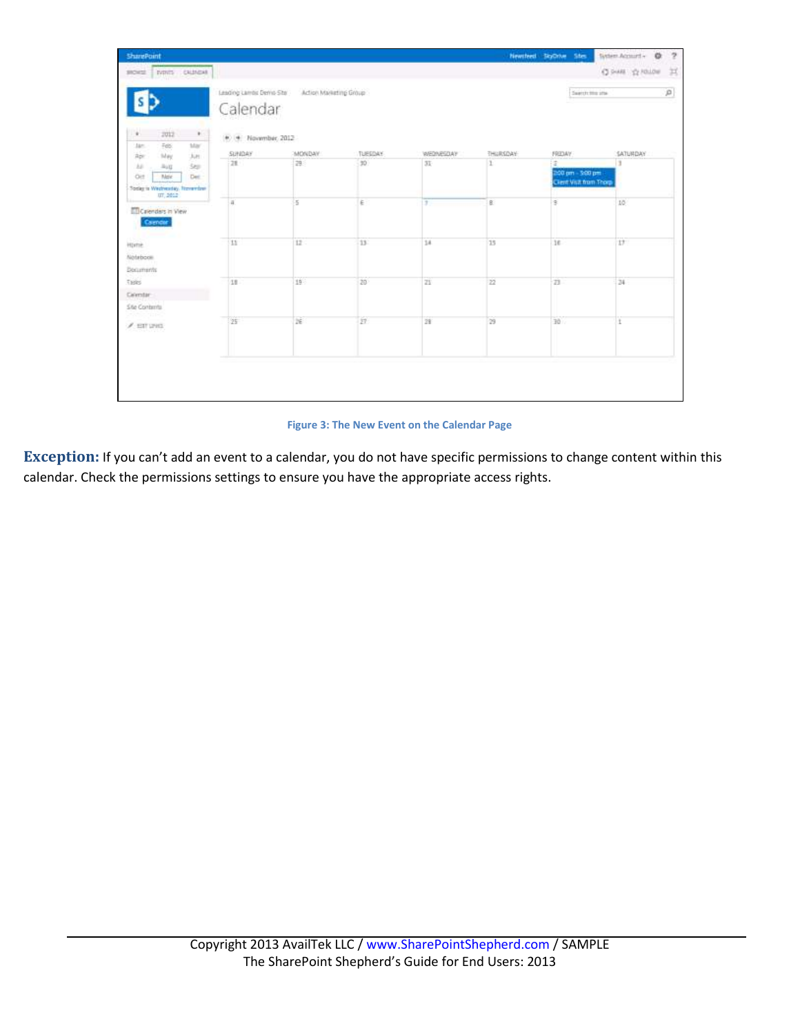Figure 3: The New Event on the Calendar Page

**Exception:** If you can't add an event to a calendar, you do not have specific permissions to change content within this calendar. Check the permissions settings to ensure you have the appropriate access rights.